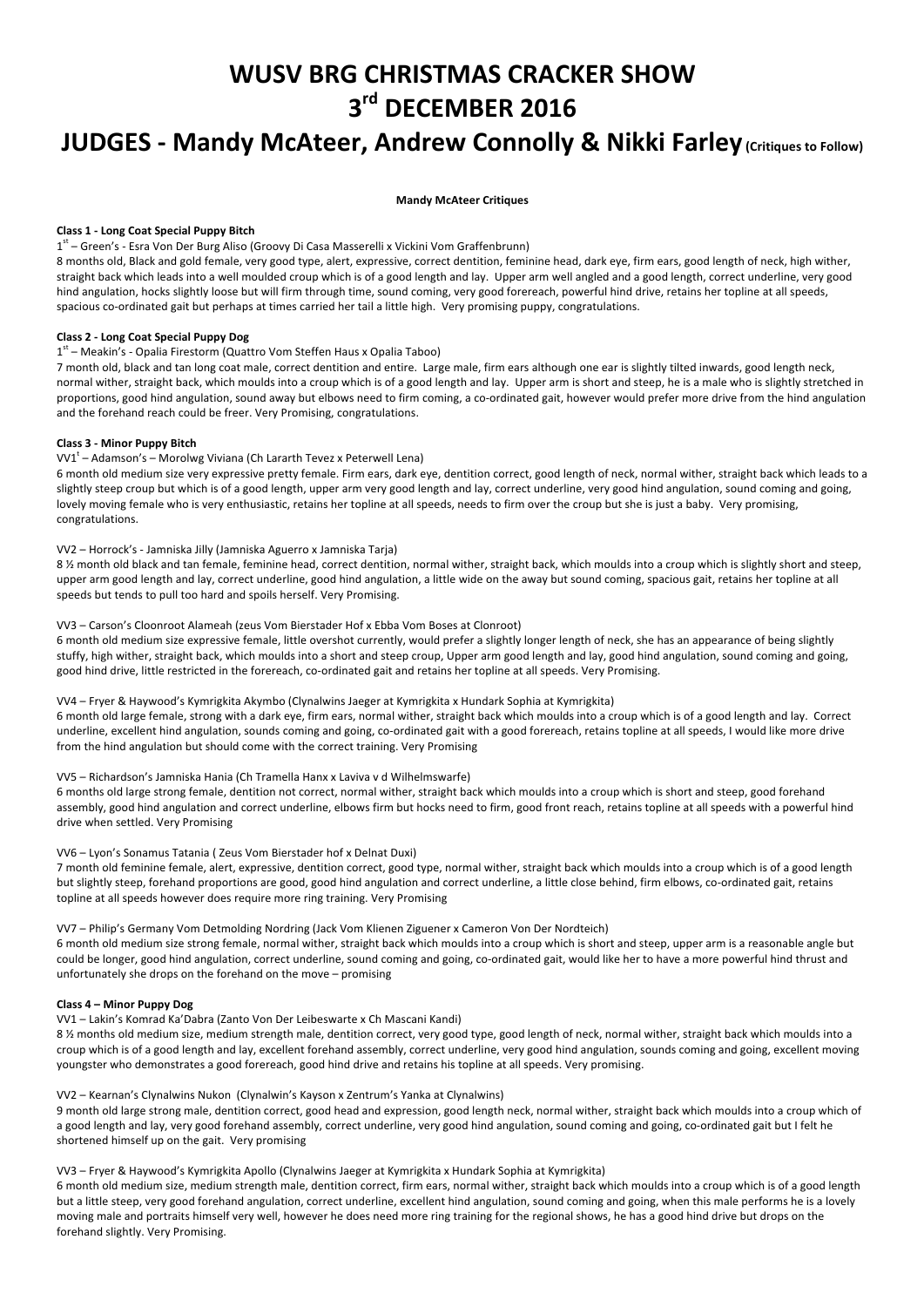# WUSV BRG CHRISTMAS CRACKER SHOW
# 3rd DECEMBER 2016
# JUDGES - Mandy McAteer, Andrew Connolly & Nikki Farley (Critiques to Follow)

**Mandy McAteer Critiques**

**Class 1 - Long Coat Special Puppy Bitch**

1st – Green's - Esra Von Der Burg Aliso (Groovy Di Casa Masserelli x Vickini Vom Graffenbrunn)

8 months old, Black and gold female, very good type, alert, expressive, correct dentition, feminine head, dark eye, firm ears, good length of neck, high wither, straight back which leads into a well moulded croup which is of a good length and lay. Upper arm well angled and a good length, correct underline, very good hind angulation, hocks slightly loose but will firm through time, sound coming, very good forereach, powerful hind drive, retains her topline at all speeds, spacious co-ordinated gait but perhaps at times carried her tail a little high. Very promising puppy, congratulations.

**Class 2 - Long Coat Special Puppy Dog**

1st – Meakin's - Opalia Firestorm (Quattro Vom Steffen Haus x Opalia Taboo)

7 month old, black and tan long coat male, correct dentition and entire. Large male, firm ears although one ear is slightly tilted inwards, good length neck, normal wither, straight back, which moulds into a croup which is of a good length and lay. Upper arm is short and steep, he is a male who is slightly stretched in proportions, good hind angulation, sound away but elbows need to firm coming, a co-ordinated gait, however would prefer more drive from the hind angulation and the forehand reach could be freer. Very Promising, congratulations.

**Class 3 - Minor Puppy Bitch**

VV1t – Adamson's – Morolwg Viviana (Ch Lararth Tevez x Peterwell Lena)

6 month old medium size very expressive pretty female. Firm ears, dark eye, dentition correct, good length of neck, normal wither, straight back which leads to a slightly steep croup but which is of a good length, upper arm very good length and lay, correct underline, very good hind angulation, sound coming and going, lovely moving female who is very enthusiastic, retains her topline at all speeds, needs to firm over the croup but she is just a baby. Very promising, congratulations.

VV2 – Horrock's - Jamniska Jilly (Jamniska Aguerro x Jamniska Tarja)

8 ½ month old black and tan female, feminine head, correct dentition, normal wither, straight back, which moulds into a croup which is slightly short and steep, upper arm good length and lay, correct underline, good hind angulation, a little wide on the away but sound coming, spacious gait, retains her topline at all speeds but tends to pull too hard and spoils herself. Very Promising.

VV3 – Carson's Cloonroot Alameah (zeus Vom Bierstader Hof x Ebba Vom Boses at Clonroot)

6 month old medium size expressive female, little overshot currently, would prefer a slightly longer length of neck, she has an appearance of being slightly stuffy, high wither, straight back, which moulds into a short and steep croup, Upper arm good length and lay, good hind angulation, sound coming and going, good hind drive, little restricted in the forereach, co-ordinated gait and retains her topline at all speeds. Very Promising.

VV4 – Fryer & Haywood's Kymrigkita Akymbo (Clynalwins Jaeger at Kymrigkita x Hundark Sophia at Kymrigkita)

6 month old large female, strong with a dark eye, firm ears, normal wither, straight back which moulds into a croup which is of a good length and lay. Correct underline, excellent hind angulation, sounds coming and going, co-ordinated gait with a good forereach, retains topline at all speeds, I would like more drive from the hind angulation but should come with the correct training. Very Promising

VV5 – Richardson's Jamniska Hania (Ch Tramella Hanx x Laviva v d Wilhelmswarfe)

6 months old large strong female, dentition not correct, normal wither, straight back which moulds into a croup which is short and steep, good forehand assembly, good hind angulation and correct underline, elbows firm but hocks need to firm, good front reach, retains topline at all speeds with a powerful hind drive when settled. Very Promising

VV6 – Lyon's Sonamus Tatania ( Zeus Vom Bierstader hof x Delnat Duxi)

7 month old feminine female, alert, expressive, dentition correct, good type, normal wither, straight back which moulds into a croup which is of a good length but slightly steep, forehand proportions are good, good hind angulation and correct underline, a little close behind, firm elbows, co-ordinated gait, retains topline at all speeds however does require more ring training. Very Promising

VV7 – Philip's Germany Vom Detmolding Nordring (Jack Vom Klienen Ziguener x Cameron Von Der Nordteich)

6 month old medium size strong female, normal wither, straight back which moulds into a croup which is short and steep, upper arm is a reasonable angle but could be longer, good hind angulation, correct underline, sound coming and going, co-ordinated gait, would like her to have a more powerful hind thrust and unfortunately she drops on the forehand on the move – promising

**Class 4 – Minor Puppy Dog**

VV1 – Lakin's Komrad Ka'Dabra (Zanto Von Der Leibeswarte x Ch Mascani Kandi)

8 ½ months old medium size, medium strength male, dentition correct, very good type, good length of neck, normal wither, straight back which moulds into a croup which is of a good length and lay, excellent forehand assembly, correct underline, very good hind angulation, sounds coming and going, excellent moving youngster who demonstrates a good forereach, good hind drive and retains his topline at all speeds. Very promising.

VV2 – Kearnan's Clynalwins Nukon (Clynalwin's Kayson x Zentrum's Yanka at Clynalwins)

9 month old large strong male, dentition correct, good head and expression, good length neck, normal wither, straight back which moulds into a croup which of a good length and lay, very good forehand assembly, correct underline, very good hind angulation, sound coming and going, co-ordinated gait but I felt he shortened himself up on the gait. Very promising

VV3 – Fryer & Haywood's Kymrigkita Apollo (Clynalwins Jaeger at Kymrigkita x Hundark Sophia at Kymrigkita)

6 month old medium size, medium strength male, dentition correct, firm ears, normal wither, straight back which moulds into a croup which is of a good length but a little steep, very good forehand angulation, correct underline, excellent hind angulation, sound coming and going, when this male performs he is a lovely moving male and portraits himself very well, however he does need more ring training for the regional shows, he has a good hind drive but drops on the forehand slightly. Very Promising.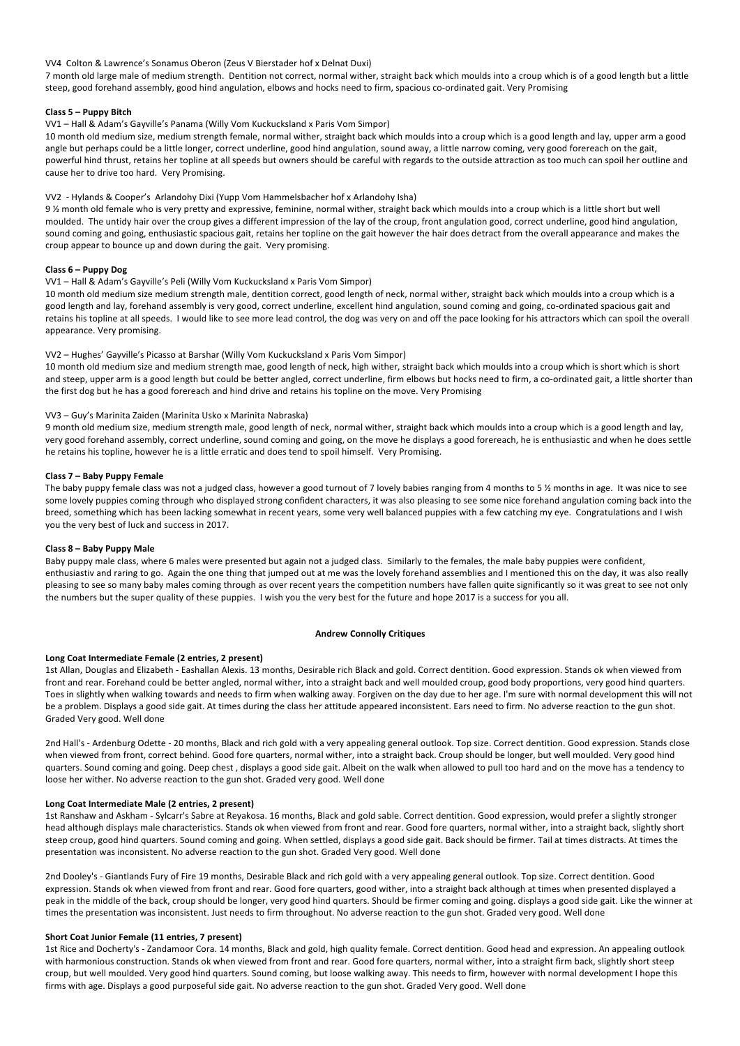VV4 Colton & Lawrence's Sonamus Oberon (Zeus V Bierstader hof x Delnat Duxi)

7 month old large male of medium strength. Dentition not correct, normal wither, straight back which moulds into a croup which is of a good length but a little steep, good forehand assembly, good hind angulation, elbows and hocks need to firm, spacious co-ordinated gait. Very Promising

**Class 5 – Puppy Bitch**

VV1 – Hall & Adam's Gayville's Panama (Willy Vom Kuckucksland x Paris Vom Simpor)

10 month old medium size, medium strength female, normal wither, straight back which moulds into a croup which is a good length and lay, upper arm a good angle but perhaps could be a little longer, correct underline, good hind angulation, sound away, a little narrow coming, very good forereach on the gait, powerful hind thrust, retains her topline at all speeds but owners should be careful with regards to the outside attraction as too much can spoil her outline and cause her to drive too hard. Very Promising.

VV2 - Hylands & Cooper's Arlandohy Dixi (Yupp Vom Hammelsbacher hof x Arlandohy Isha)

9 ½ month old female who is very pretty and expressive, feminine, normal wither, straight back which moulds into a croup which is a little short but well moulded. The untidy hair over the croup gives a different impression of the lay of the croup, front angulation good, correct underline, good hind angulation, sound coming and going, enthusiastic spacious gait, retains her topline on the gait however the hair does detract from the overall appearance and makes the croup appear to bounce up and down during the gait. Very promising.

**Class 6 – Puppy Dog**

VV1 – Hall & Adam's Gayville's Peli (Willy Vom Kuckucksland x Paris Vom Simpor)

10 month old medium size medium strength male, dentition correct, good length of neck, normal wither, straight back which moulds into a croup which is a good length and lay, forehand assembly is very good, correct underline, excellent hind angulation, sound coming and going, co-ordinated spacious gait and retains his topline at all speeds. I would like to see more lead control, the dog was very on and off the pace looking for his attractors which can spoil the overall appearance. Very promising.

VV2 – Hughes' Gayville's Picasso at Barshar (Willy Vom Kuckucksland x Paris Vom Simpor)

10 month old medium size and medium strength mae, good length of neck, high wither, straight back which moulds into a croup which is short which is short and steep, upper arm is a good length but could be better angled, correct underline, firm elbows but hocks need to firm, a co-ordinated gait, a little shorter than the first dog but he has a good forereach and hind drive and retains his topline on the move. Very Promising

VV3 – Guy's Marinita Zaiden (Marinita Usko x Marinita Nabraska)

9 month old medium size, medium strength male, good length of neck, normal wither, straight back which moulds into a croup which is a good length and lay, very good forehand assembly, correct underline, sound coming and going, on the move he displays a good forereach, he is enthusiastic and when he does settle he retains his topline, however he is a little erratic and does tend to spoil himself. Very Promising.

**Class 7 – Baby Puppy Female**

The baby puppy female class was not a judged class, however a good turnout of 7 lovely babies ranging from 4 months to 5 ½ months in age. It was nice to see some lovely puppies coming through who displayed strong confident characters, it was also pleasing to see some nice forehand angulation coming back into the breed, something which has been lacking somewhat in recent years, some very well balanced puppies with a few catching my eye. Congratulations and I wish you the very best of luck and success in 2017.

**Class 8 – Baby Puppy Male**

Baby puppy male class, where 6 males were presented but again not a judged class. Similarly to the females, the male baby puppies were confident, enthusiastiv and raring to go. Again the one thing that jumped out at me was the lovely forehand assemblies and I mentioned this on the day, it was also really pleasing to see so many baby males coming through as over recent years the competition numbers have fallen quite significantly so it was great to see not only the numbers but the super quality of these puppies. I wish you the very best for the future and hope 2017 is a success for you all.

## Andrew Connolly Critiques

**Long Coat Intermediate Female (2 entries, 2 present)**

1st Allan, Douglas and Elizabeth - Eashallan Alexis. 13 months, Desirable rich Black and gold. Correct dentition. Good expression. Stands ok when viewed from front and rear. Forehand could be better angled, normal wither, into a straight back and well moulded croup, good body proportions, very good hind quarters. Toes in slightly when walking towards and needs to firm when walking away. Forgiven on the day due to her age. I'm sure with normal development this will not be a problem. Displays a good side gait. At times during the class her attitude appeared inconsistent. Ears need to firm. No adverse reaction to the gun shot. Graded Very good. Well done

2nd Hall's - Ardenburg Odette - 20 months, Black and rich gold with a very appealing general outlook. Top size. Correct dentition. Good expression. Stands close when viewed from front, correct behind. Good fore quarters, normal wither, into a straight back. Croup should be longer, but well moulded. Very good hind quarters. Sound coming and going. Deep chest , displays a good side gait. Albeit on the walk when allowed to pull too hard and on the move has a tendency to loose her wither. No adverse reaction to the gun shot. Graded very good. Well done

**Long Coat Intermediate Male (2 entries, 2 present)**

1st Ranshaw and Askham - Sylcarr's Sabre at Reyakosa. 16 months, Black and gold sable. Correct dentition. Good expression, would prefer a slightly stronger head although displays male characteristics. Stands ok when viewed from front and rear. Good fore quarters, normal wither, into a straight back, slightly short steep croup, good hind quarters. Sound coming and going. When settled, displays a good side gait. Back should be firmer. Tail at times distracts. At times the presentation was inconsistent. No adverse reaction to the gun shot. Graded Very good. Well done

2nd Dooley's - Giantlands Fury of Fire 19 months, Desirable Black and rich gold with a very appealing general outlook. Top size. Correct dentition. Good expression. Stands ok when viewed from front and rear. Good fore quarters, good wither, into a straight back although at times when presented displayed a peak in the middle of the back, croup should be longer, very good hind quarters. Should be firmer coming and going. Displays a good side gait. Like the winner at times the presentation was inconsistent. Just needs to firm throughout. No adverse reaction to the gun shot. Graded very good. Well done

**Short Coat Junior Female (11 entries, 7 present)**

1st Rice and Docherty's - Zandamoor Cora. 14 months, Black and gold, high quality female. Correct dentition. Good head and expression. An appealing outlook with harmonious construction. Stands ok when viewed from front and rear. Good fore quarters, normal wither, into a straight firm back, slightly short steep croup, but well moulded. Very good hind quarters. Sound coming, but loose walking away. This needs to firm, however with normal development I hope this firms with age. Displays a good purposeful side gait. No adverse reaction to the gun shot. Graded Very good. Well done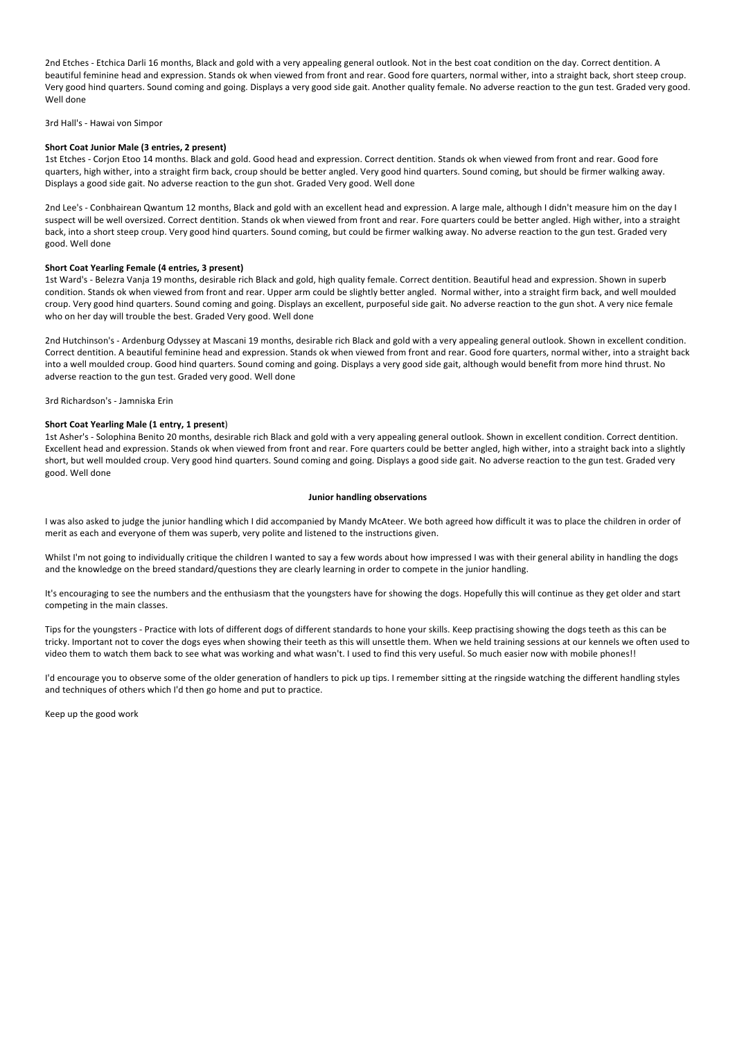2nd Etches - Etchica Darli 16 months, Black and gold with a very appealing general outlook. Not in the best coat condition on the day. Correct dentition. A beautiful feminine head and expression. Stands ok when viewed from front and rear. Good fore quarters, normal wither, into a straight back, short steep croup. Very good hind quarters. Sound coming and going. Displays a very good side gait. Another quality female. No adverse reaction to the gun test. Graded very good. Well done

3rd Hall's - Hawai von Simpor

**Short Coat Junior Male (3 entries, 2 present)**

1st Etches - Corjon Etoo 14 months. Black and gold. Good head and expression. Correct dentition. Stands ok when viewed from front and rear. Good fore quarters, high wither, into a straight firm back, croup should be better angled. Very good hind quarters. Sound coming, but should be firmer walking away. Displays a good side gait. No adverse reaction to the gun shot. Graded Very good. Well done

2nd Lee's - Conbhairean Qwantum 12 months, Black and gold with an excellent head and expression. A large male, although I didn't measure him on the day I suspect will be well oversized. Correct dentition. Stands ok when viewed from front and rear. Fore quarters could be better angled. High wither, into a straight back, into a short steep croup. Very good hind quarters. Sound coming, but could be firmer walking away. No adverse reaction to the gun test. Graded very good. Well done

**Short Coat Yearling Female (4 entries, 3 present)**

1st Ward's - Belezra Vanja 19 months, desirable rich Black and gold, high quality female. Correct dentition. Beautiful head and expression. Shown in superb condition. Stands ok when viewed from front and rear. Upper arm could be slightly better angled. Normal wither, into a straight firm back, and well moulded croup. Very good hind quarters. Sound coming and going. Displays an excellent, purposeful side gait. No adverse reaction to the gun shot. A very nice female who on her day will trouble the best. Graded Very good. Well done

2nd Hutchinson's - Ardenburg Odyssey at Mascani 19 months, desirable rich Black and gold with a very appealing general outlook. Shown in excellent condition. Correct dentition. A beautiful feminine head and expression. Stands ok when viewed from front and rear. Good fore quarters, normal wither, into a straight back into a well moulded croup. Good hind quarters. Sound coming and going. Displays a very good side gait, although would benefit from more hind thrust. No adverse reaction to the gun test. Graded very good. Well done

3rd Richardson's - Jamniska Erin

**Short Coat Yearling Male (1 entry, 1 present)**

1st Asher's - Solophina Benito 20 months, desirable rich Black and gold with a very appealing general outlook. Shown in excellent condition. Correct dentition. Excellent head and expression. Stands ok when viewed from front and rear. Fore quarters could be better angled, high wither, into a straight back into a slightly short, but well moulded croup. Very good hind quarters. Sound coming and going. Displays a good side gait. No adverse reaction to the gun test. Graded very good. Well done

**Junior handling observations**

I was also asked to judge the junior handling which I did accompanied by Mandy McAteer. We both agreed how difficult it was to place the children in order of merit as each and everyone of them was superb, very polite and listened to the instructions given.

Whilst I'm not going to individually critique the children I wanted to say a few words about how impressed I was with their general ability in handling the dogs and the knowledge on the breed standard/questions they are clearly learning in order to compete in the junior handling.

It's encouraging to see the numbers and the enthusiasm that the youngsters have for showing the dogs. Hopefully this will continue as they get older and start competing in the main classes.

Tips for the youngsters - Practice with lots of different dogs of different standards to hone your skills. Keep practising showing the dogs teeth as this can be tricky. Important not to cover the dogs eyes when showing their teeth as this will unsettle them. When we held training sessions at our kennels we often used to video them to watch them back to see what was working and what wasn't. I used to find this very useful. So much easier now with mobile phones!!

I'd encourage you to observe some of the older generation of handlers to pick up tips. I remember sitting at the ringside watching the different handling styles and techniques of others which I'd then go home and put to practice.

Keep up the good work